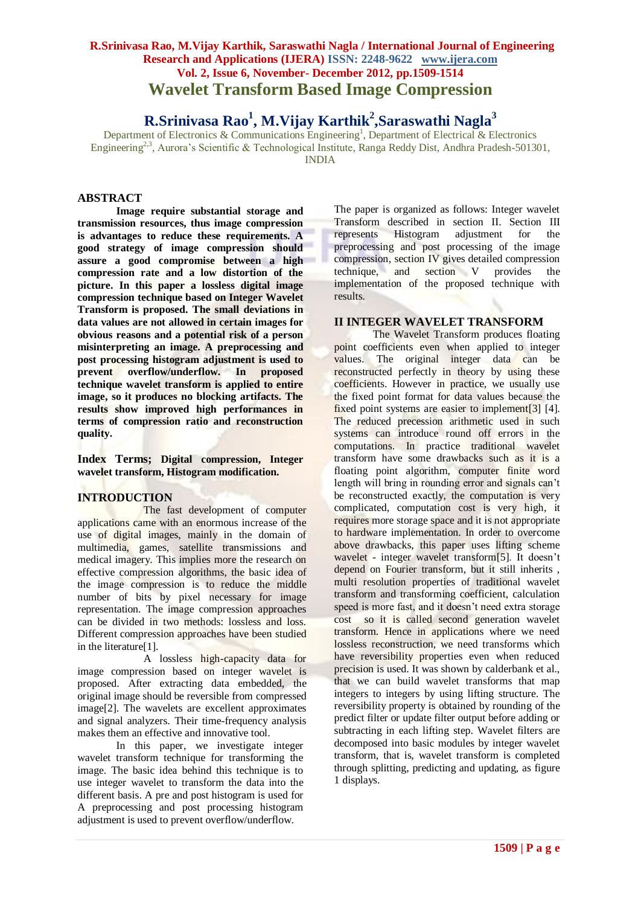# Wavelet Transform Based Image Compression

## R.Srinivasa Rao[1], M.Vijay Karthik[2],Saraswathi Nagla[3]

Department of Electronics & Communications Engineering[1], Department of Electrical & Electronics Engineering[2,3], Aurora's Scientific & Technological Institute, Ranga Reddy Dist, Andhra Pradesh-501301, INDIA

## ABSTRACT

**Image require substantial storage and transmission resources, thus image compression is advantages to reduce these requirements. A good strategy of image compression should assure a good compromise between a high compression rate and a low distortion of the picture. In this paper a lossless digital image compression technique based on Integer Wavelet Transform is proposed. The small deviations in data values are not allowed in certain images for obvious reasons and a potential risk of a person misinterpreting an image. A preprocessing and post processing histogram adjustment is used to prevent overflow/underflow. In proposed technique wavelet transform is applied to entire image, so it produces no blocking artifacts. The results show improved high performances in terms of compression ratio and reconstruction quality.**

**Index Terms; Digital compression, Integer wavelet transform, Histogram modification.**

## INTRODUCTION

The fast development of computer applications came with an enormous increase of the use of digital images, mainly in the domain of multimedia, games, satellite transmissions and medical imagery. This implies more the research on effective compression algorithms, the basic idea of the image compression is to reduce the middle number of bits by pixel necessary for image representation. The image compression approaches can be divided in two methods: lossless and loss. Different compression approaches have been studied in the literature[1].

A lossless high-capacity data for image compression based on integer wavelet is proposed. After extracting data embedded, the original image should be reversible from compressed image[2]. The wavelets are excellent approximates and signal analyzers. Their time-frequency analysis makes them an effective and innovative tool.

In this paper, we investigate integer wavelet transform technique for transforming the image. The basic idea behind this technique is to use integer wavelet to transform the data into the different basis. A pre and post histogram is used for A preprocessing and post processing histogram adjustment is used to prevent overflow/underflow.

The paper is organized as follows: Integer wavelet Transform described in section II. Section III represents Histogram adjustment for the preprocessing and post processing of the image compression, section IV gives detailed compression technique, and section V provides the implementation of the proposed technique with results.

## II INTEGER WAVELET TRANSFORM

The Wavelet Transform produces floating point coefficients even when applied to integer values. The original integer data can be reconstructed perfectly in theory by using these coefficients. However in practice, we usually use the fixed point format for data values because the fixed point systems are easier to implement[3] [4]. The reduced precession arithmetic used in such systems can introduce round off errors in the computations. In practice traditional wavelet transform have some drawbacks such as it is a floating point algorithm, computer finite word length will bring in rounding error and signals can't be reconstructed exactly, the computation is very complicated, computation cost is very high, it requires more storage space and it is not appropriate to hardware implementation. In order to overcome above drawbacks, this paper uses lifting scheme wavelet - integer wavelet transform[5]. It doesn't depend on Fourier transform, but it still inherits , multi resolution properties of traditional wavelet transform and transforming coefficient, calculation speed is more fast, and it doesn't need extra storage cost so it is called second generation wavelet transform. Hence in applications where we need lossless reconstruction, we need transforms which have reversibility properties even when reduced precision is used. It was shown by calderbank et al., that we can build wavelet transforms that map integers to integers by using lifting structure. The reversibility property is obtained by rounding of the predict filter or update filter output before adding or subtracting in each lifting step. Wavelet filters are decomposed into basic modules by integer wavelet transform, that is, wavelet transform is completed through splitting, predicting and updating, as figure 1 displays.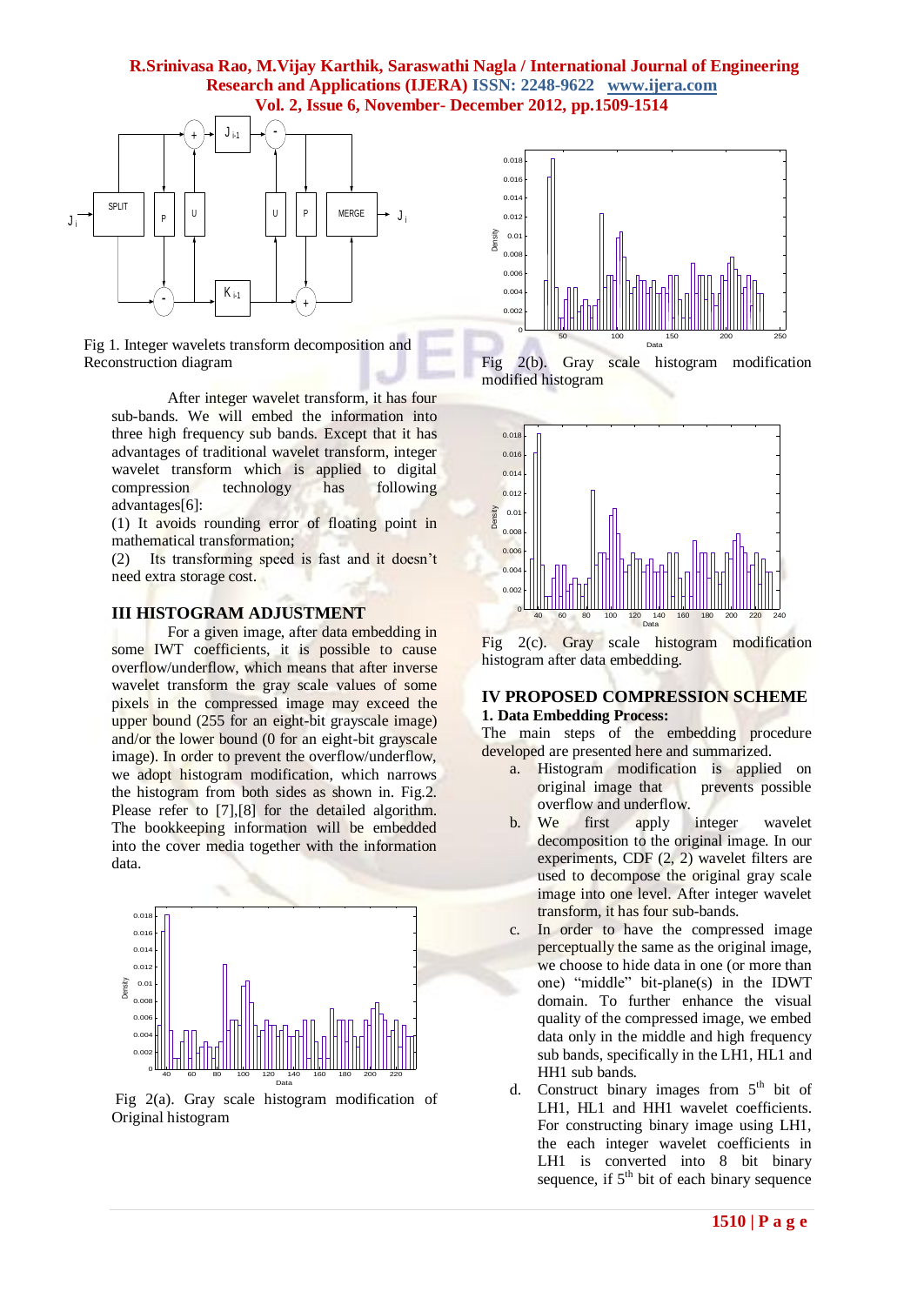Fig 1. Integer wavelets transform decomposition and Reconstruction diagram

After integer wavelet transform, it has four sub-bands. We will embed the information into three high frequency sub bands. Except that it has advantages of traditional wavelet transform, integer wavelet transform which is applied to digital compression technology has following advantages[6]:

(1) It avoids rounding error of floating point in mathematical transformation;

(2) Its transforming speed is fast and it doesn't need extra storage cost.

## III HISTOGRAM ADJUSTMENT

For a given image, after data embedding in some IWT coefficients, it is possible to cause overflow/underflow, which means that after inverse wavelet transform the gray scale values of some pixels in the compressed image may exceed the upper bound (255 for an eight-bit grayscale image) and/or the lower bound (0 for an eight-bit grayscale image). In order to prevent the overflow/underflow, we adopt histogram modification, which narrows the histogram from both sides as shown in. Fig.2. Please refer to [7],[8] for the detailed algorithm. The bookkeeping information will be embedded into the cover media together with the information data.

Fig 2(a). Gray scale histogram modification of Original histogram

Fig 2(b). Gray scale histogram modification modified histogram

Fig 2(c). Gray scale histogram modification histogram after data embedding.

## IV PROPOSED COMPRESSION SCHEME

### 1. Data Embedding Process:

The main steps of the embedding procedure developed are presented here and summarized.

a. Histogram modification is applied on original image that prevents possible overflow and underflow.

b. We first apply integer wavelet decomposition to the original image. In our experiments, CDF (2, 2) wavelet filters are used to decompose the original gray scale image into one level. After integer wavelet transform, it has four sub-bands.

c. In order to have the compressed image perceptually the same as the original image, we choose to hide data in one (or more than one) "middle" bit-plane(s) in the IDWT domain. To further enhance the visual quality of the compressed image, we embed data only in the middle and high frequency sub bands, specifically in the LH1, HL1 and HH1 sub bands.

d. Construct binary images from $5^{th}$ bit of LH1, HL1 and HH1 wavelet coefficients. For constructing binary image using LH1, the each integer wavelet coefficients in LH1 is converted into 8 bit binary sequence, if $5^{th}$ bit of each binary sequence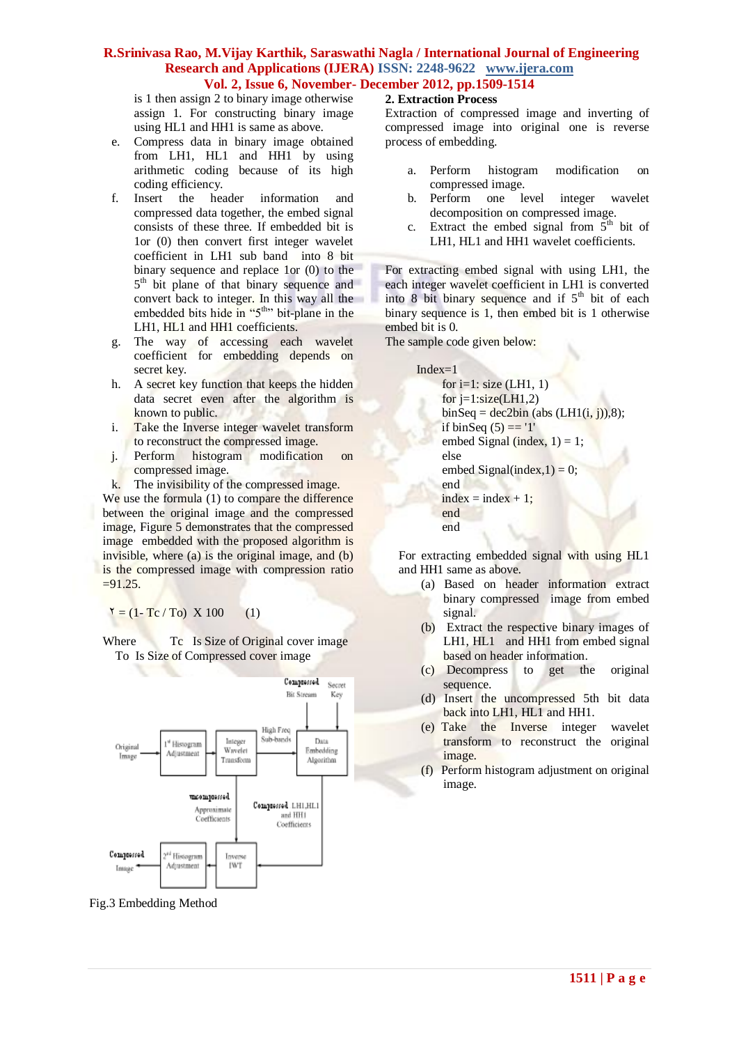is 1 then assign 2 to binary image otherwise assign 1. For constructing binary image using HL1 and HH1 is same as above.

e. Compress data in binary image obtained from LH1, HL1 and HH1 by using arithmetic coding because of its high coding efficiency.
f. Insert the header information and compressed data together, the embed signal consists of these three. If embedded bit is 1or (0) then convert first integer wavelet coefficient in LH1 sub band into 8 bit binary sequence and replace 1or (0) to the $5^{th}$ bit plane of that binary sequence and convert back to integer. In this way all the embedded bits hide in "$5^{th}$" bit-plane in the LH1, HL1 and HH1 coefficients.
g. The way of accessing each wavelet coefficient for embedding depends on secret key.
h. A secret key function that keeps the hidden data secret even after the algorithm is known to public.
i. Take the Inverse integer wavelet transform to reconstruct the compressed image.
j. Perform histogram modification on compressed image.
k. The invisibility of the compressed image.

We use the formula (1) to compare the difference between the original image and the compressed image, Figure 5 demonstrates that the compressed image embedded with the proposed algorithm is invisible, where (a) is the original image, and (b) is the compressed image with compression ratio =91.25.

$$\Upsilon = (1 - Tc / To) \times 100 \qquad (1)$$

Where Tc Is Size of Original cover image
To Is Size of Compressed cover image

Fig.3 Embedding Method

**2. Extraction Process**

Extraction of compressed image and inverting of compressed image into original one is reverse process of embedding.

a. Perform histogram modification on compressed image.
b. Perform one level integer wavelet decomposition on compressed image.
c. Extract the embed signal from $5^{th}$ bit of LH1, HL1 and HH1 wavelet coefficients.

For extracting embed signal with using LH1, the each integer wavelet coefficient in LH1 is converted into 8 bit binary sequence and if $5^{th}$ bit of each binary sequence is 1, then embed bit is 1 otherwise embed bit is 0.

The sample code given below:

```
Index=1
    for i=1: size (LH1, 1)
    for j=1:size(LH1,2)
    binSeq = dec2bin (abs (LH1(i, j)),8);
    if binSeq (5) == '1'
    embed Signal (index, 1) = 1;
    else
    embed Signal(index,1) = 0;
    end
    index = index + 1;
    end
    end
```

For extracting embedded signal with using HL1 and HH1 same as above.

(a) Based on header information extract binary compressed image from embed signal.
(b) Extract the respective binary images of LH1, HL1 and HH1 from embed signal based on header information.
(c) Decompress to get the original sequence.
(d) Insert the uncompressed 5th bit data back into LH1, HL1 and HH1.
(e) Take the Inverse integer wavelet transform to reconstruct the original image.
(f) Perform histogram adjustment on original image.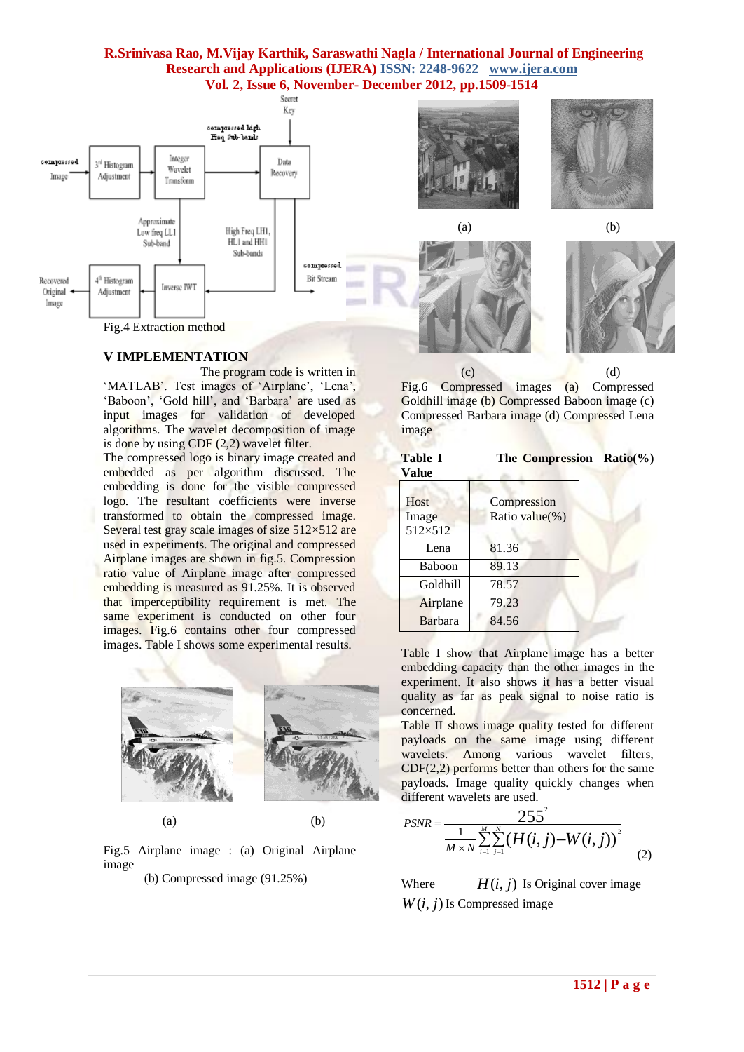Fig.4 Extraction method

## V IMPLEMENTATION

The program code is written in 'MATLAB'. Test images of 'Airplane', 'Lena', 'Baboon', 'Gold hill', and 'Barbara' are used as input images for validation of developed algorithms. The wavelet decomposition of image is done by using CDF (2,2) wavelet filter.
The compressed logo is binary image created and embedded as per algorithm discussed. The embedding is done for the visible compressed logo. The resultant coefficients were inverse transformed to obtain the compressed image. Several test gray scale images of size 512×512 are used in experiments. The original and compressed Airplane images are shown in fig.5. Compression ratio value of Airplane image after compressed embedding is measured as 91.25%. It is observed that imperceptibility requirement is met. The same experiment is conducted on other four images. Fig.6 contains other four compressed images. Table I shows some experimental results.

(a) (b)

Fig.5 Airplane image : (a) Original Airplane image
(b) Compressed image (91.25%)

(a) (b)

(c) (d)

Fig.6 Compressed images (a) Compressed Goldhill image (b) Compressed Baboon image (c) Compressed Barbara image (d) Compressed Lena image

**Table I The Compression Ratio(%) Value**

| Host Image 512×512 | Compression Ratio value(%) |
|---|---|
| Lena | 81.36 |
| Baboon | 89.13 |
| Goldhill | 78.57 |
| Airplane | 79.23 |
| Barbara | 84.56 |

Table I show that Airplane image has a better embedding capacity than the other images in the experiment. It also shows it has a better visual quality as far as peak signal to noise ratio is concerned.
Table II shows image quality tested for different payloads on the same image using different wavelets. Among various wavelet filters, CDF(2,2) performs better than others for the same payloads. Image quality quickly changes when different wavelets are used.

$$PSNR = \frac{255^2}{\frac{1}{M \times N}\sum_{i=1}^{M}\sum_{j=1}^{N}(H(i,j) - W(i,j))^2} \quad (2)$$

Where $H(i,j)$ Is Original cover image
$W(i,j)$ Is Compressed image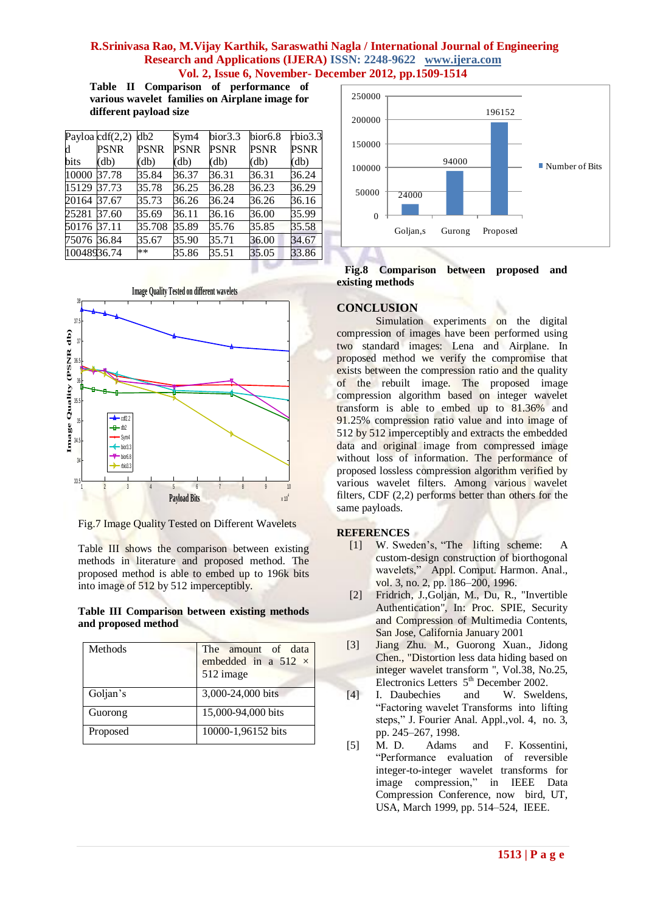**Table II Comparison of performance of various wavelet families on Airplane image for different payload size**

| Payload bits | cdf(2,2) PSNR (db) | db2 PSNR (db) | Sym4 PSNR (db) | bior3.3 PSNR (db) | bior6.8 PSNR (db) | rbio3.3 PSNR (db) |
|---|---|---|---|---|---|---|
| 10000 | 37.78 | 35.84 | 36.37 | 36.31 | 36.31 | 36.24 |
| 15129 | 37.73 | 35.78 | 36.25 | 36.28 | 36.23 | 36.29 |
| 20164 | 37.67 | 35.73 | 36.26 | 36.24 | 36.26 | 36.16 |
| 25281 | 37.60 | 35.69 | 36.11 | 36.16 | 36.00 | 35.99 |
| 50176 | 37.11 | 35.708 | 35.89 | 35.76 | 35.85 | 35.58 |
| 75076 | 36.84 | 35.67 | 35.90 | 35.71 | 36.00 | 34.67 |
| 100489 | 36.74 | ** | 35.86 | 35.51 | 35.05 | 33.86 |

Fig.7 Image Quality Tested on Different Wavelets

Table III shows the comparison between existing methods in literature and proposed method. The proposed method is able to embed up to 196k bits into image of 512 by 512 imperceptibly.

**Table III Comparison between existing methods and proposed method**

| Methods | The amount of data embedded in a 512 × 512 image |
|---|---|
| Goljan's | 3,000-24,000 bits |
| Guorong | 15,000-94,000 bits |
| Proposed | 10000-1,96152 bits |

**Fig.8 Comparison between proposed and existing methods**

## CONCLUSION

Simulation experiments on the digital compression of images have been performed using two standard images: Lena and Airplane. In proposed method we verify the compromise that exists between the compression ratio and the quality of the rebuilt image. The proposed image compression algorithm based on integer wavelet transform is able to embed up to 81.36% and 91.25% compression ratio value and into image of 512 by 512 imperceptibly and extracts the embedded data and original image from compressed image without loss of information. The performance of proposed lossless compression algorithm verified by various wavelet filters. Among various wavelet filters, CDF (2,2) performs better than others for the same payloads.

## REFERENCES

[1] W. Sweden's, "The lifting scheme: A custom-design construction of biorthogonal wavelets," Appl. Comput. Harmon. Anal., vol. 3, no. 2, pp. 186–200, 1996.

[2] Fridrich, J.,Goljan, M., Du, R., "Invertible Authentication", In: Proc. SPIE, Security and Compression of Multimedia Contents, San Jose, California January 2001

[3] Jiang Zhu. M., Guorong Xuan., Jidong Chen., "Distortion less data hiding based on integer wavelet transform ", Vol.38, No.25, Electronics Letters 5th December 2002.

[4] I. Daubechies and W. Sweldens, "Factoring wavelet Transforms into lifting steps," J. Fourier Anal. Appl.,vol. 4, no. 3, pp. 245–267, 1998.

[5] M. D. Adams and F. Kossentini, "Performance evaluation of reversible integer-to-integer wavelet transforms for image compression," in IEEE Data Compression Conference, now bird, UT, USA, March 1999, pp. 514–524, IEEE.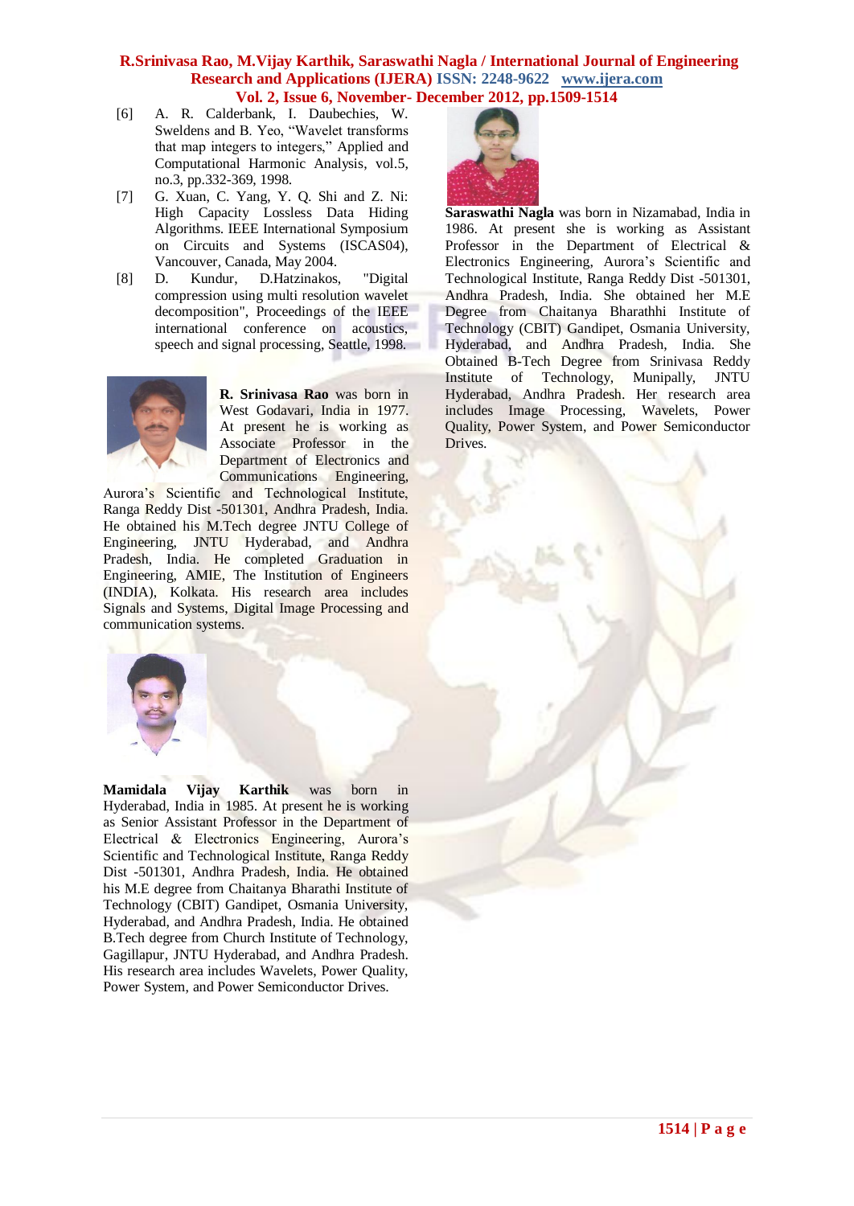[6] A. R. Calderbank, I. Daubechies, W. Sweldens and B. Yeo, “Wavelet transforms that map integers to integers,” Applied and Computational Harmonic Analysis, vol.5, no.3, pp.332-369, 1998.

[7] G. Xuan, C. Yang, Y. Q. Shi and Z. Ni: High Capacity Lossless Data Hiding Algorithms. IEEE International Symposium on Circuits and Systems (ISCAS04), Vancouver, Canada, May 2004.

[8] D. Kundur, D.Hatzinakos, "Digital compression using multi resolution wavelet decomposition", Proceedings of the IEEE international conference on acoustics, speech and signal processing, Seattle, 1998.

**R. Srinivasa Rao** was born in West Godavari, India in 1977. At present he is working as Associate Professor in the Department of Electronics and Communications Engineering, Aurora’s Scientific and Technological Institute, Ranga Reddy Dist -501301, Andhra Pradesh, India. He obtained his M.Tech degree JNTU College of Engineering, JNTU Hyderabad, and Andhra Pradesh, India. He completed Graduation in Engineering, AMIE, The Institution of Engineers (INDIA), Kolkata. His research area includes Signals and Systems, Digital Image Processing and communication systems.

**Mamidala Vijay Karthik** was born in Hyderabad, India in 1985. At present he is working as Senior Assistant Professor in the Department of Electrical & Electronics Engineering, Aurora’s Scientific and Technological Institute, Ranga Reddy Dist -501301, Andhra Pradesh, India. He obtained his M.E degree from Chaitanya Bharathi Institute of Technology (CBIT) Gandipet, Osmania University, Hyderabad, and Andhra Pradesh, India. He obtained B.Tech degree from Church Institute of Technology, Gagillapur, JNTU Hyderabad, and Andhra Pradesh. His research area includes Wavelets, Power Quality, Power System, and Power Semiconductor Drives.

**Saraswathi Nagla** was born in Nizamabad, India in 1986. At present she is working as Assistant Professor in the Department of Electrical & Electronics Engineering, Aurora’s Scientific and Technological Institute, Ranga Reddy Dist -501301, Andhra Pradesh, India. She obtained her M.E Degree from Chaitanya Bharathhi Institute of Technology (CBIT) Gandipet, Osmania University, Hyderabad, and Andhra Pradesh, India. She Obtained B-Tech Degree from Srinivasa Reddy Institute of Technology, Munipally, JNTU Hyderabad, Andhra Pradesh. Her research area includes Image Processing, Wavelets, Power Quality, Power System, and Power Semiconductor Drives.